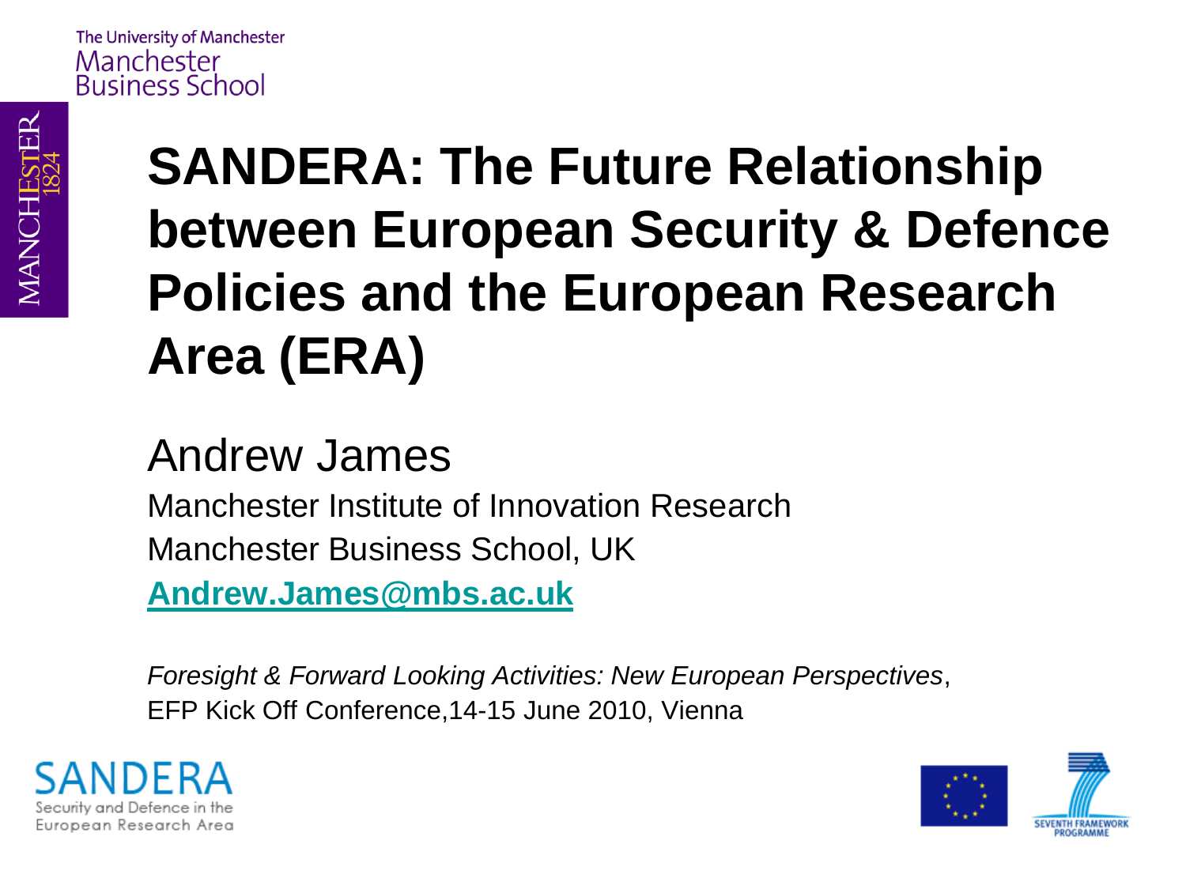The University of Manchester
Manchester
Business School

# SANDERA: The Future Relationship between European Security & Defence Policies and the European Research Area (ERA)

## Andrew James

Manchester Institute of Innovation Research

Manchester Business School, UK

**Andrew.James@mbs.ac.uk**

*Foresight & Forward Looking Activities: New European Perspectives*, EFP Kick Off Conference,14-15 June 2010, Vienna

SANDERA
Security and Defence in the European Research Area

SEVENTH FRAMEWORK PROGRAMME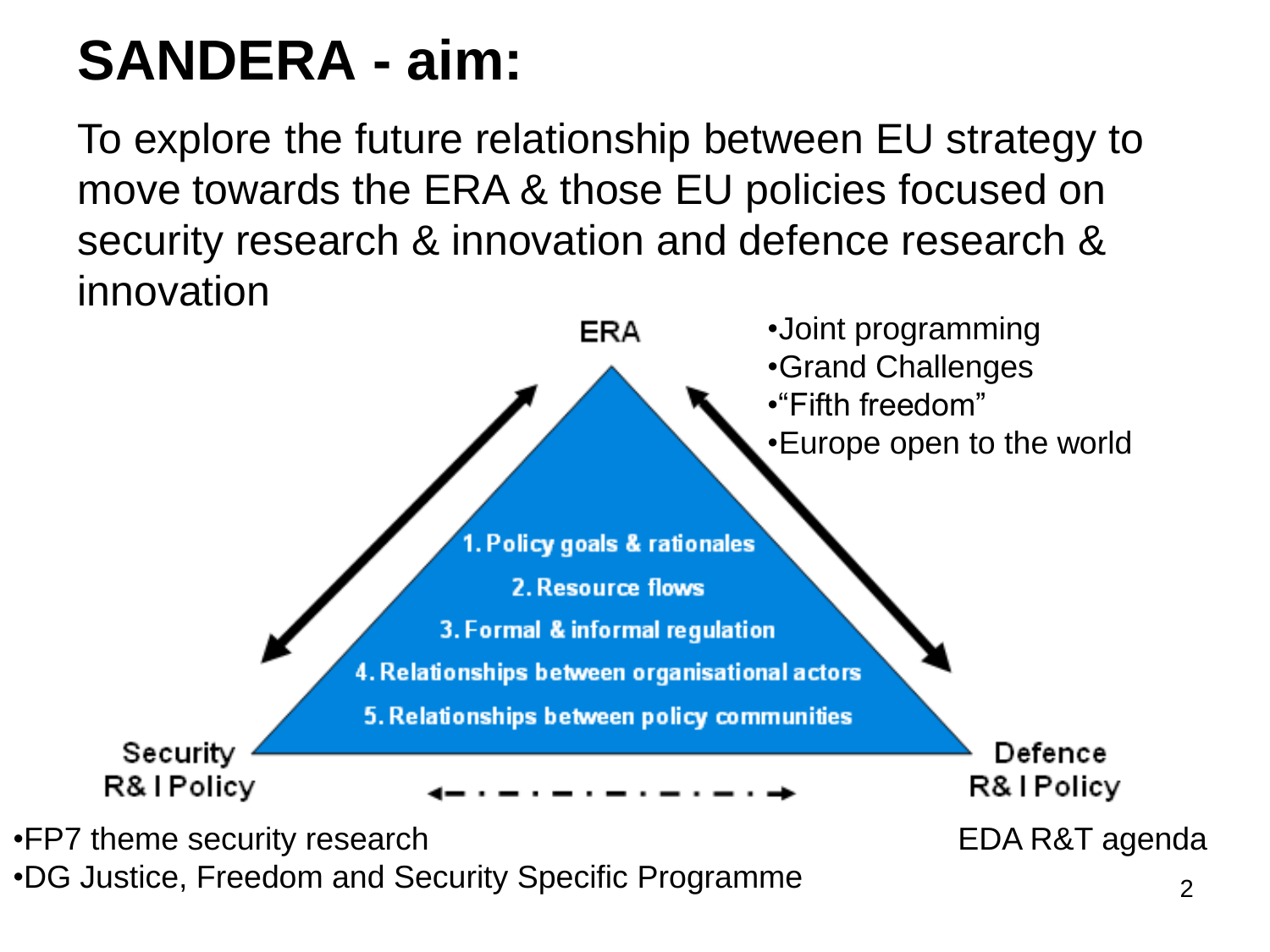# SANDERA - aim:

To explore the future relationship between EU strategy to move towards the ERA & those EU policies focused on security research & innovation and defence research & innovation

ERA

- Joint programming
- Grand Challenges
- "Fifth freedom"
- Europe open to the world

1. Policy goals & rationales
2. Resource flows
3. Formal & informal regulation
4. Relationships between organisational actors
5. Relationships between policy communities

Security R& I Policy

- FP7 theme security research
- DG Justice, Freedom and Security Specific Programme

Defence R& I Policy

EDA R&T agenda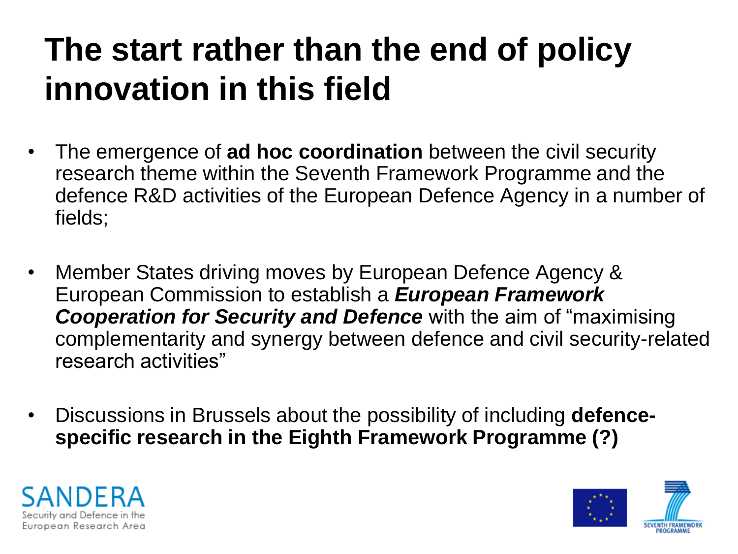# The start rather than the end of policy innovation in this field

- The emergence of **ad hoc coordination** between the civil security research theme within the Seventh Framework Programme and the defence R&D activities of the European Defence Agency in a number of fields;

- Member States driving moves by European Defence Agency & European Commission to establish a ***European Framework Cooperation for Security and Defence*** with the aim of "maximising complementarity and synergy between defence and civil security-related research activities"

- Discussions in Brussels about the possibility of including **defence-specific research in the Eighth Framework Programme (?)**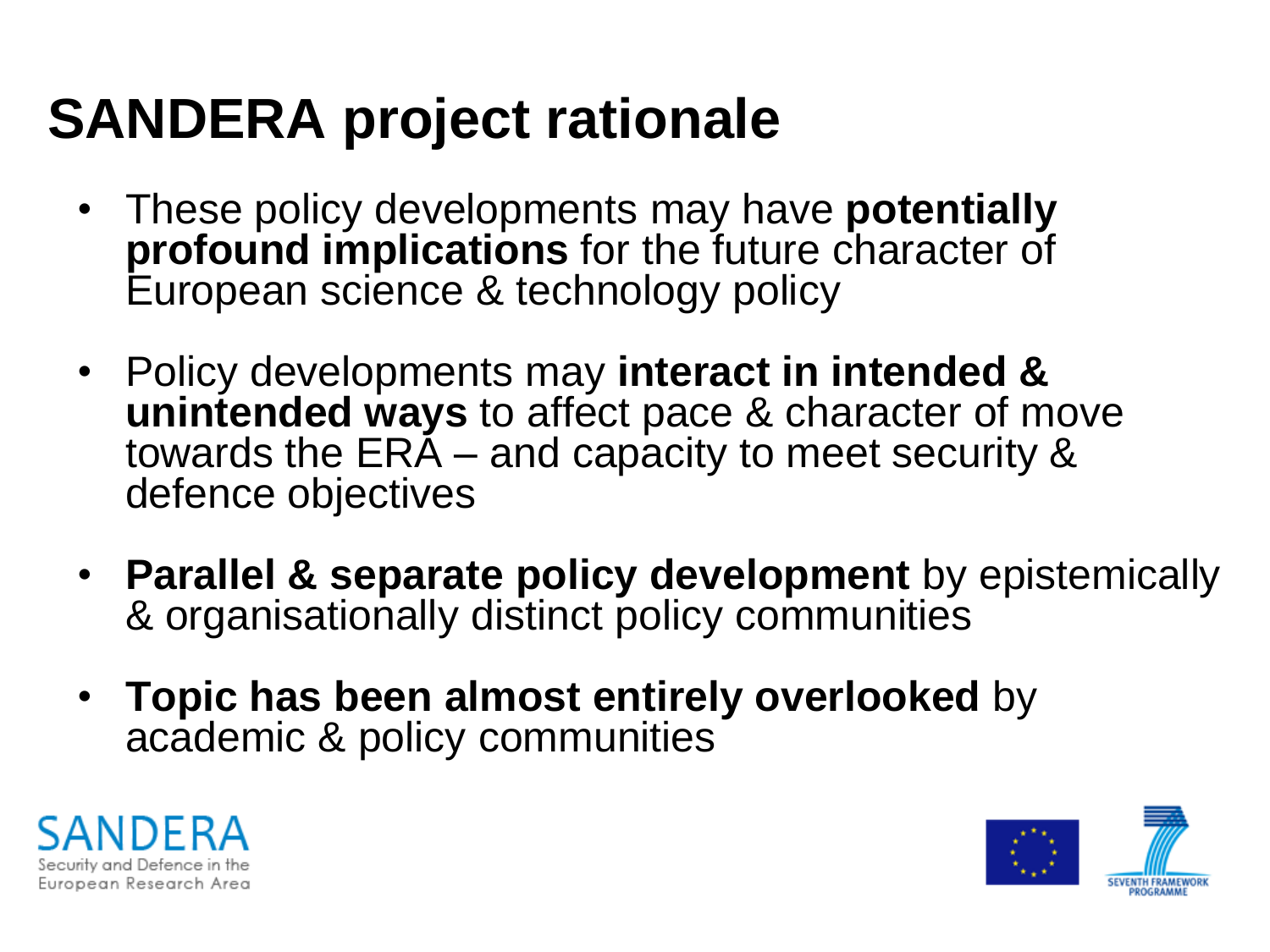# SANDERA project rationale

- These policy developments may have **potentially profound implications** for the future character of European science & technology policy
- Policy developments may **interact in intended & unintended ways** to affect pace & character of move towards the ERA – and capacity to meet security & defence objectives
- **Parallel & separate policy development** by epistemically & organisationally distinct policy communities
- **Topic has been almost entirely overlooked** by academic & policy communities

SANDERA
Security and Defence in the European Research Area

SEVENTH FRAMEWORK PROGRAMME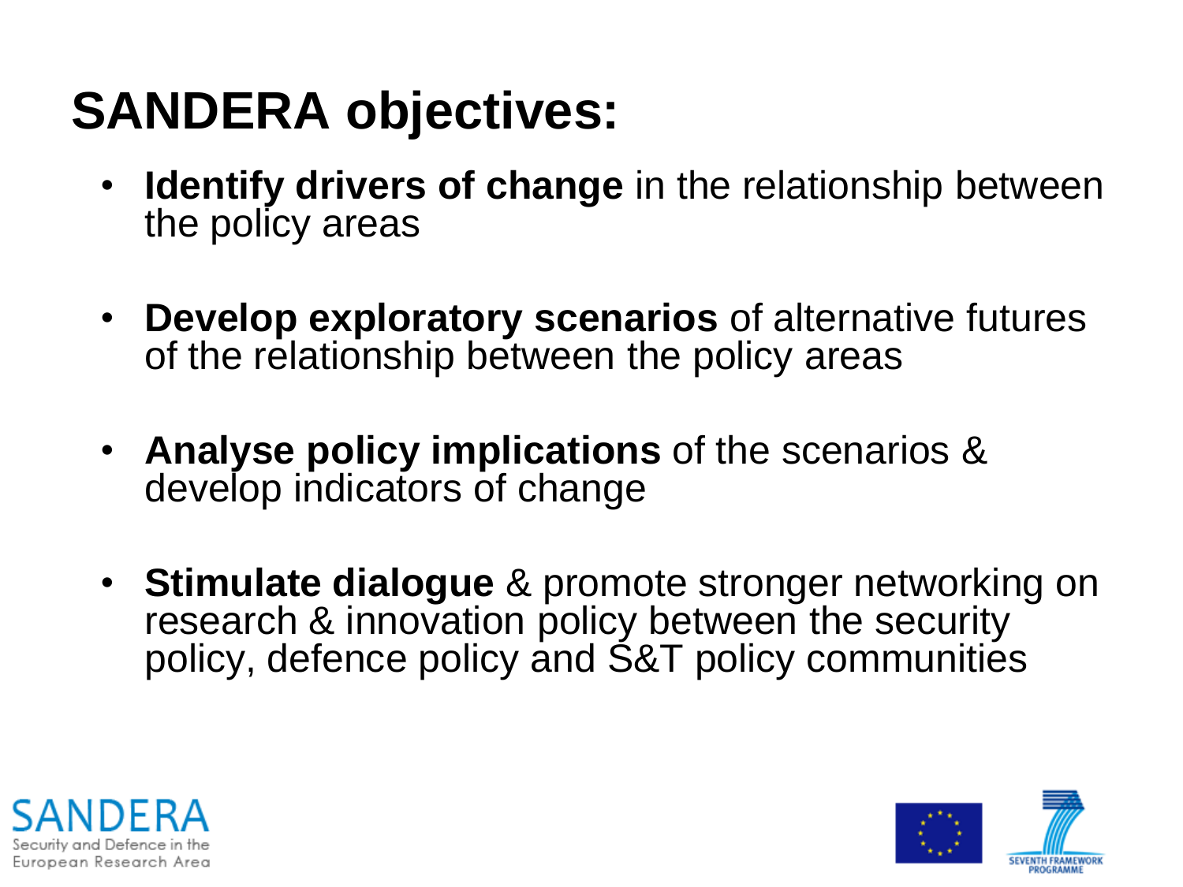# SANDERA objectives:

- **Identify drivers of change** in the relationship between the policy areas
- **Develop exploratory scenarios** of alternative futures of the relationship between the policy areas
- **Analyse policy implications** of the scenarios & develop indicators of change
- **Stimulate dialogue** & promote stronger networking on research & innovation policy between the security policy, defence policy and S&T policy communities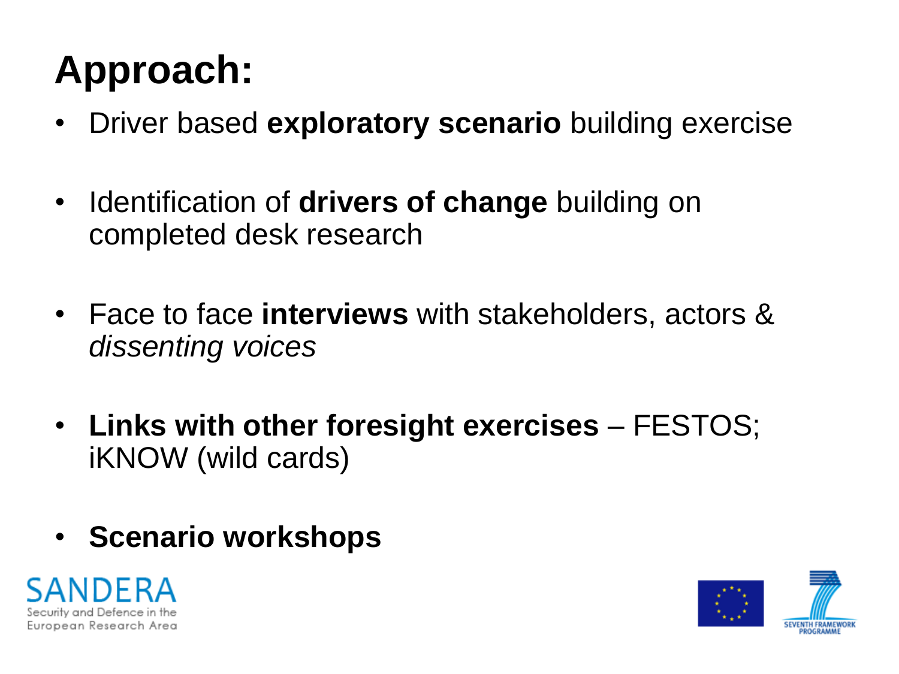# Approach:

- Driver based **exploratory scenario** building exercise
- Identification of **drivers of change** building on completed desk research
- Face to face **interviews** with stakeholders, actors & *dissenting voices*
- **Links with other foresight exercises** – FESTOS; iKNOW (wild cards)
- **Scenario workshops**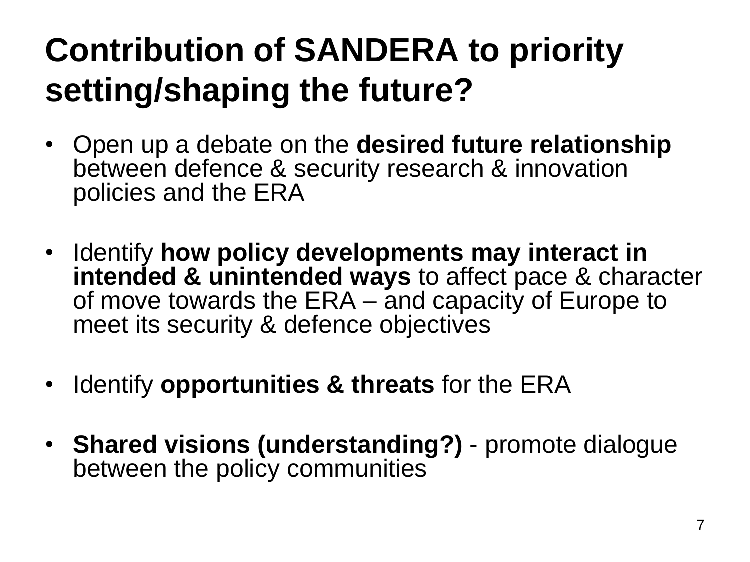# Contribution of SANDERA to priority setting/shaping the future?

- Open up a debate on the **desired future relationship** between defence & security research & innovation policies and the ERA
- Identify **how policy developments may interact in intended & unintended ways** to affect pace & character of move towards the ERA – and capacity of Europe to meet its security & defence objectives
- Identify **opportunities & threats** for the ERA
- **Shared visions (understanding?)** - promote dialogue between the policy communities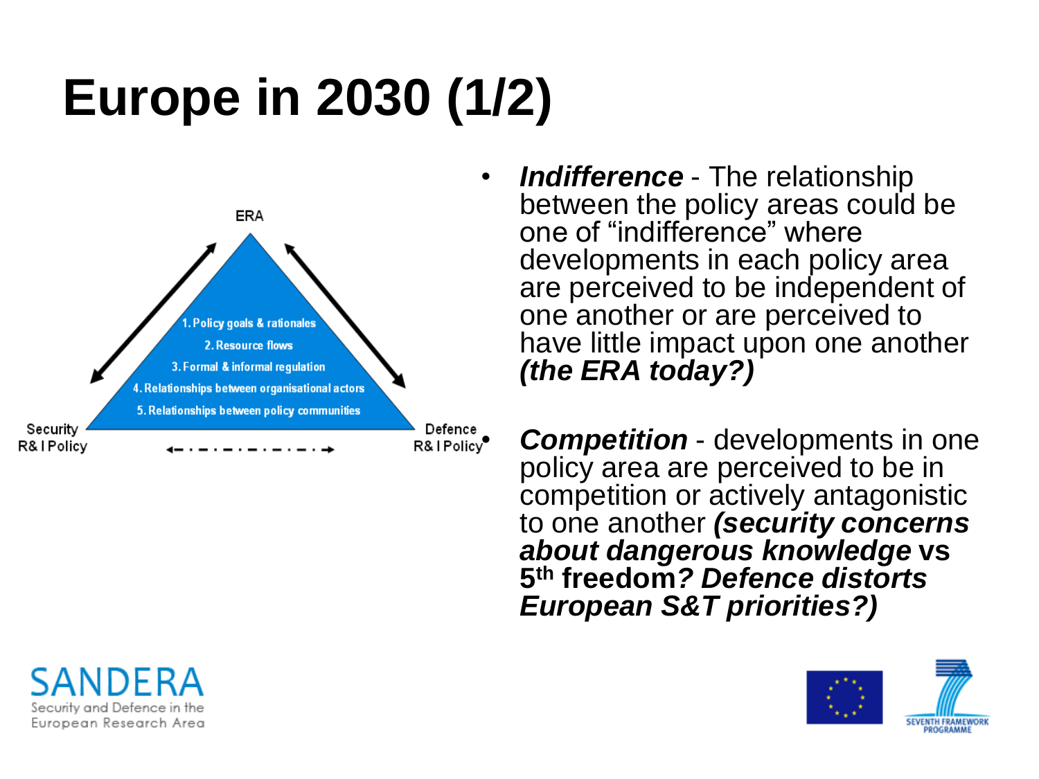# Europe in 2030 (1/2)

ERA

1. Policy goals & rationales
2. Resource flows
3. Formal & informal regulation
4. Relationships between organisational actors
5. Relationships between policy communities

Security R& I Policy

Defence R& I Policy

- ***Indifference*** - The relationship between the policy areas could be one of "indifference" where developments in each policy area are perceived to be independent of one another or are perceived to have little impact upon one another ***(the ERA today?)***
- ***Competition*** - developments in one policy area are perceived to be in competition or actively antagonistic to one another ***(security concerns about dangerous knowledge* vs 5th freedom*? Defence distorts European S&T priorities?)***

SANDERA

Security and Defence in the European Research Area

SEVENTH FRAMEWORK PROGRAMME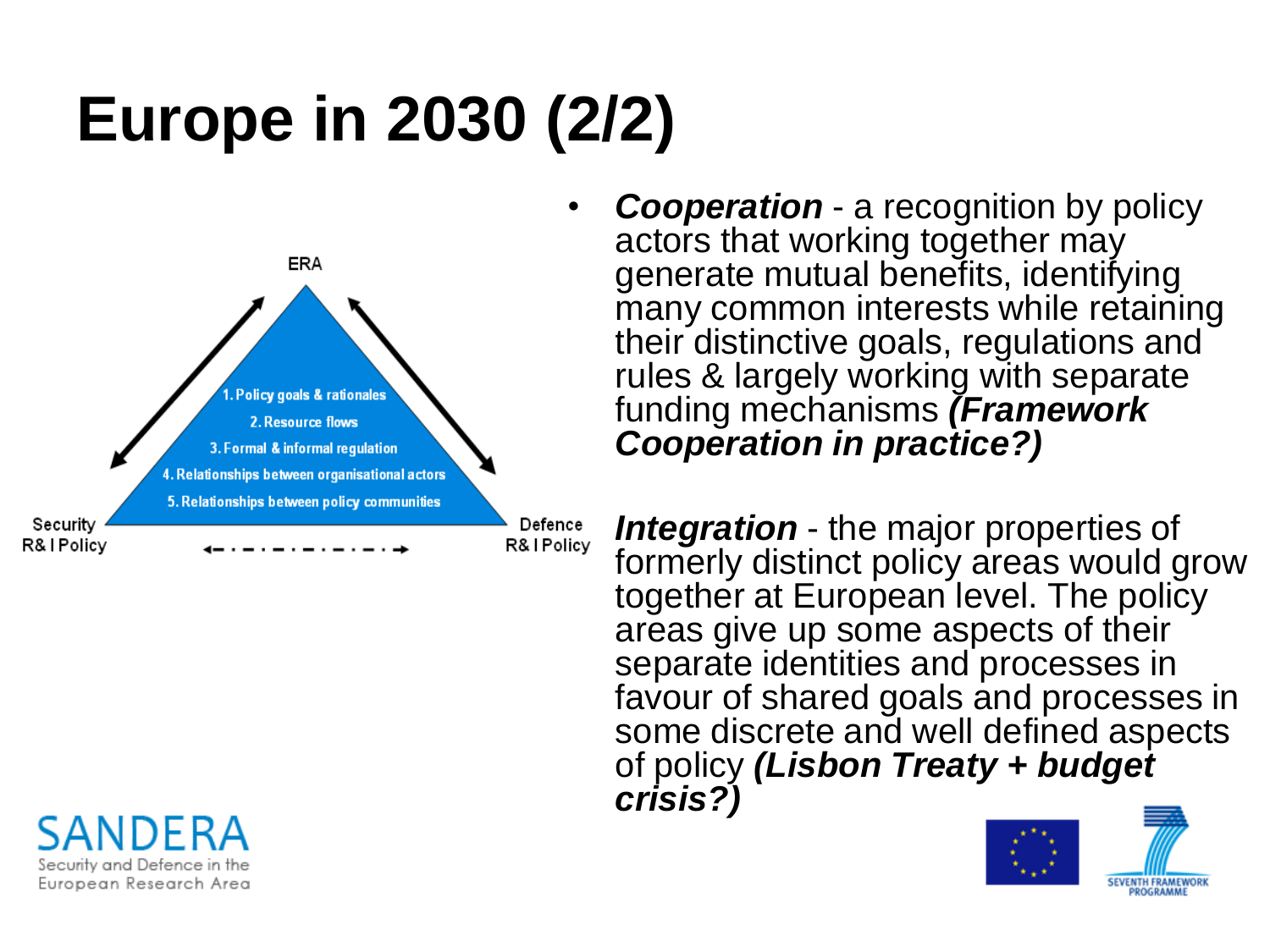# Europe in 2030 (2/2)

ERA

1. Policy goals & rationales
2. Resource flows
3. Formal & informal regulation
4. Relationships between organisational actors
5. Relationships between policy communities

Security R& I Policy

Defence R& I Policy

- ***Cooperation*** - a recognition by policy actors that working together may generate mutual benefits, identifying many common interests while retaining their distinctive goals, regulations and rules & largely working with separate funding mechanisms ***(Framework Cooperation in practice?)***

***Integration*** - the major properties of formerly distinct policy areas would grow together at European level. The policy areas give up some aspects of their separate identities and processes in favour of shared goals and processes in some discrete and well defined aspects of policy ***(Lisbon Treaty + budget crisis?)***

SANDERA
Security and Defence in the European Research Area

SEVENTH FRAMEWORK PROGRAMME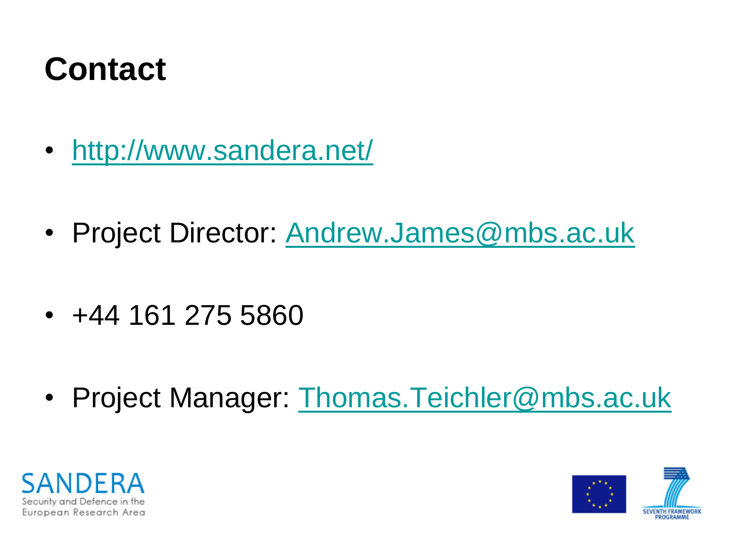# Contact

- http://www.sandera.net/
- Project Director: Andrew.James@mbs.ac.uk
- +44 161 275 5860
- Project Manager: Thomas.Teichler@mbs.ac.uk

SANDERA
Security and Defence in the European Research Area

SEVENTH FRAMEWORK PROGRAMME